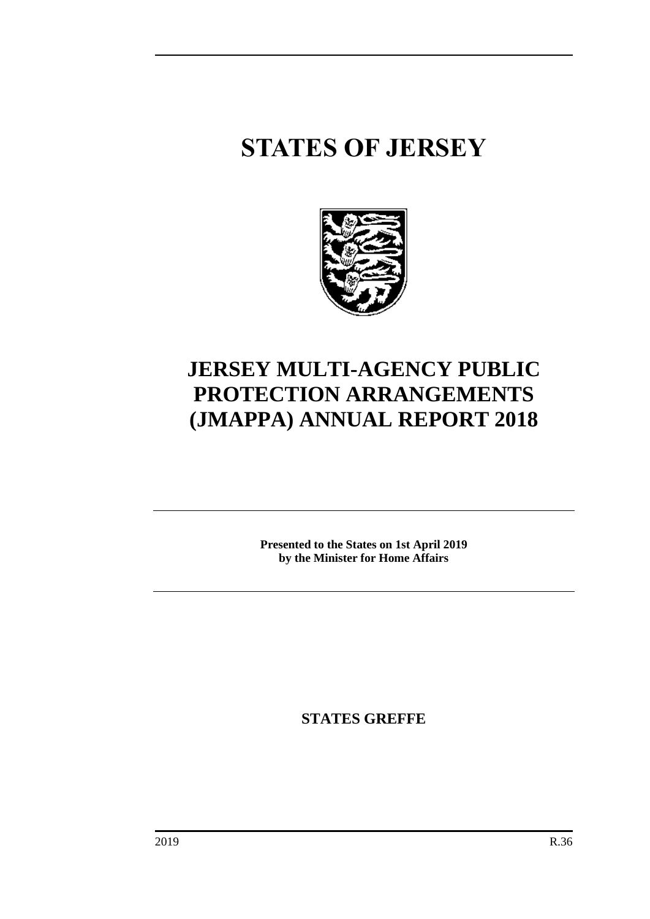# STATES OF JERSEY

# JERSEY MULTI-AGENCY PUBLIC PROTECTION ARRANGEMENTS (JMAPPA) ANNUAL REPORT 2018

**Presented to the States on 1st April 2019**
**by the Minister for Home Affairs**

**STATES GREFFE**

2019 R.36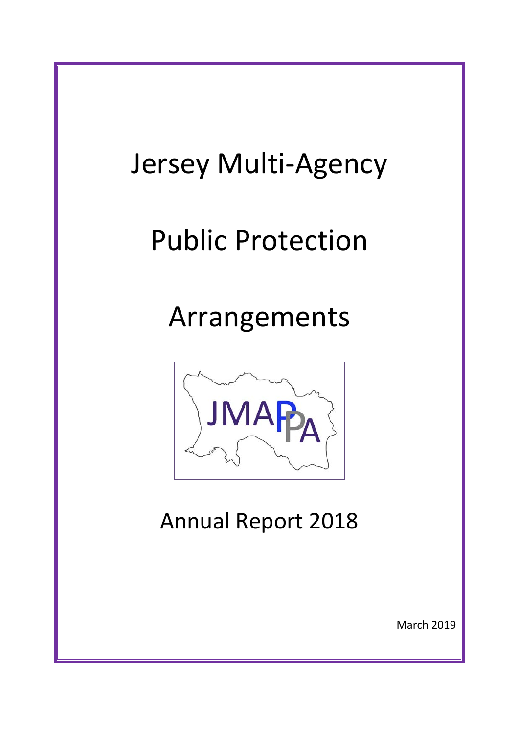# Jersey Multi-Agency

# Public Protection

# Arrangements

JMAPPA

## Annual Report 2018

March 2019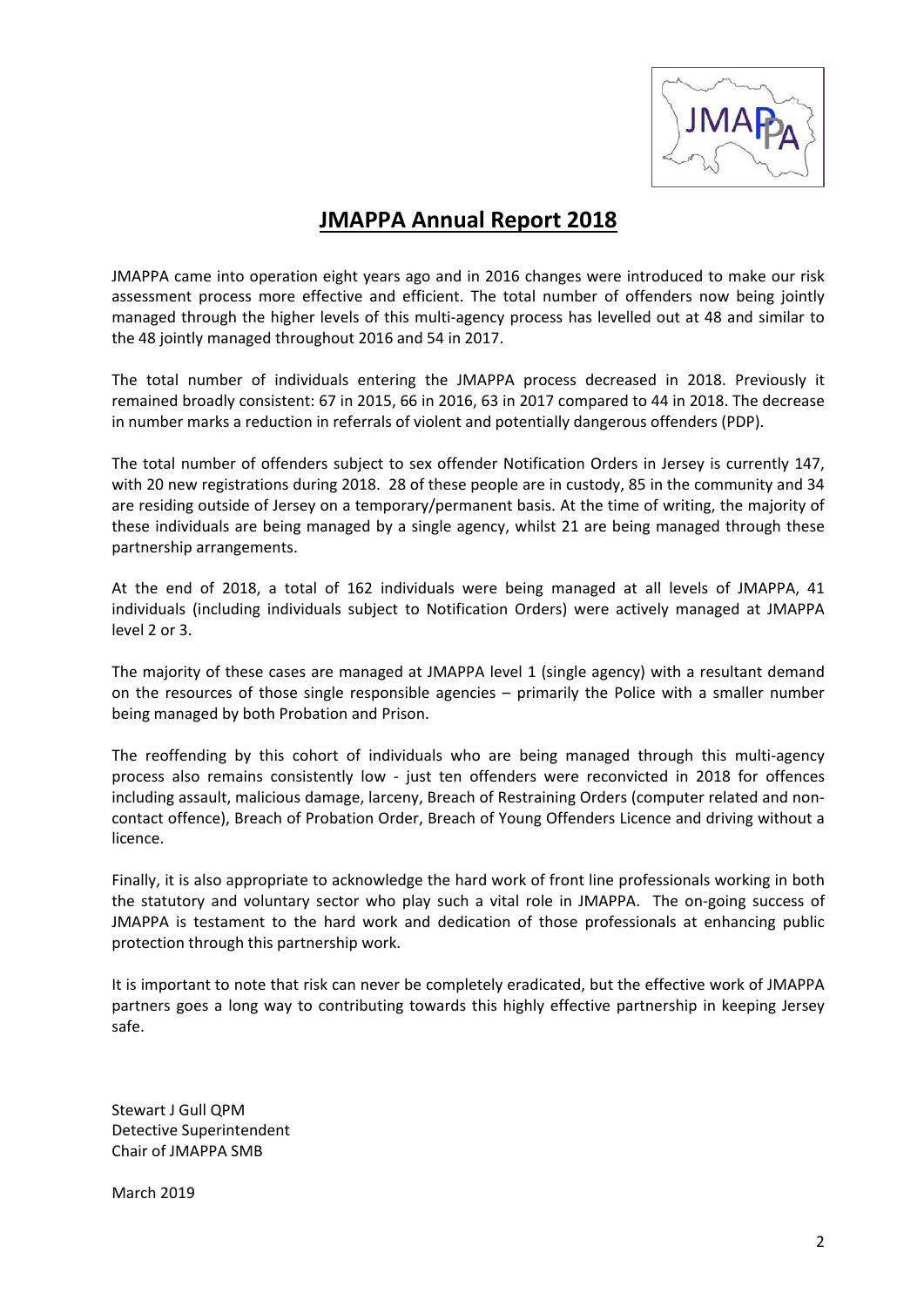# JMAPPA Annual Report 2018

JMAPPA came into operation eight years ago and in 2016 changes were introduced to make our risk assessment process more effective and efficient. The total number of offenders now being jointly managed through the higher levels of this multi-agency process has levelled out at 48 and similar to the 48 jointly managed throughout 2016 and 54 in 2017.

The total number of individuals entering the JMAPPA process decreased in 2018. Previously it remained broadly consistent: 67 in 2015, 66 in 2016, 63 in 2017 compared to 44 in 2018. The decrease in number marks a reduction in referrals of violent and potentially dangerous offenders (PDP).

The total number of offenders subject to sex offender Notification Orders in Jersey is currently 147, with 20 new registrations during 2018. 28 of these people are in custody, 85 in the community and 34 are residing outside of Jersey on a temporary/permanent basis. At the time of writing, the majority of these individuals are being managed by a single agency, whilst 21 are being managed through these partnership arrangements.

At the end of 2018, a total of 162 individuals were being managed at all levels of JMAPPA, 41 individuals (including individuals subject to Notification Orders) were actively managed at JMAPPA level 2 or 3.

The majority of these cases are managed at JMAPPA level 1 (single agency) with a resultant demand on the resources of those single responsible agencies – primarily the Police with a smaller number being managed by both Probation and Prison.

The reoffending by this cohort of individuals who are being managed through this multi-agency process also remains consistently low - just ten offenders were reconvicted in 2018 for offences including assault, malicious damage, larceny, Breach of Restraining Orders (computer related and non-contact offence), Breach of Probation Order, Breach of Young Offenders Licence and driving without a licence.

Finally, it is also appropriate to acknowledge the hard work of front line professionals working in both the statutory and voluntary sector who play such a vital role in JMAPPA. The on-going success of JMAPPA is testament to the hard work and dedication of those professionals at enhancing public protection through this partnership work.

It is important to note that risk can never be completely eradicated, but the effective work of JMAPPA partners goes a long way to contributing towards this highly effective partnership in keeping Jersey safe.

Stewart J Gull QPM
Detective Superintendent
Chair of JMAPPA SMB

March 2019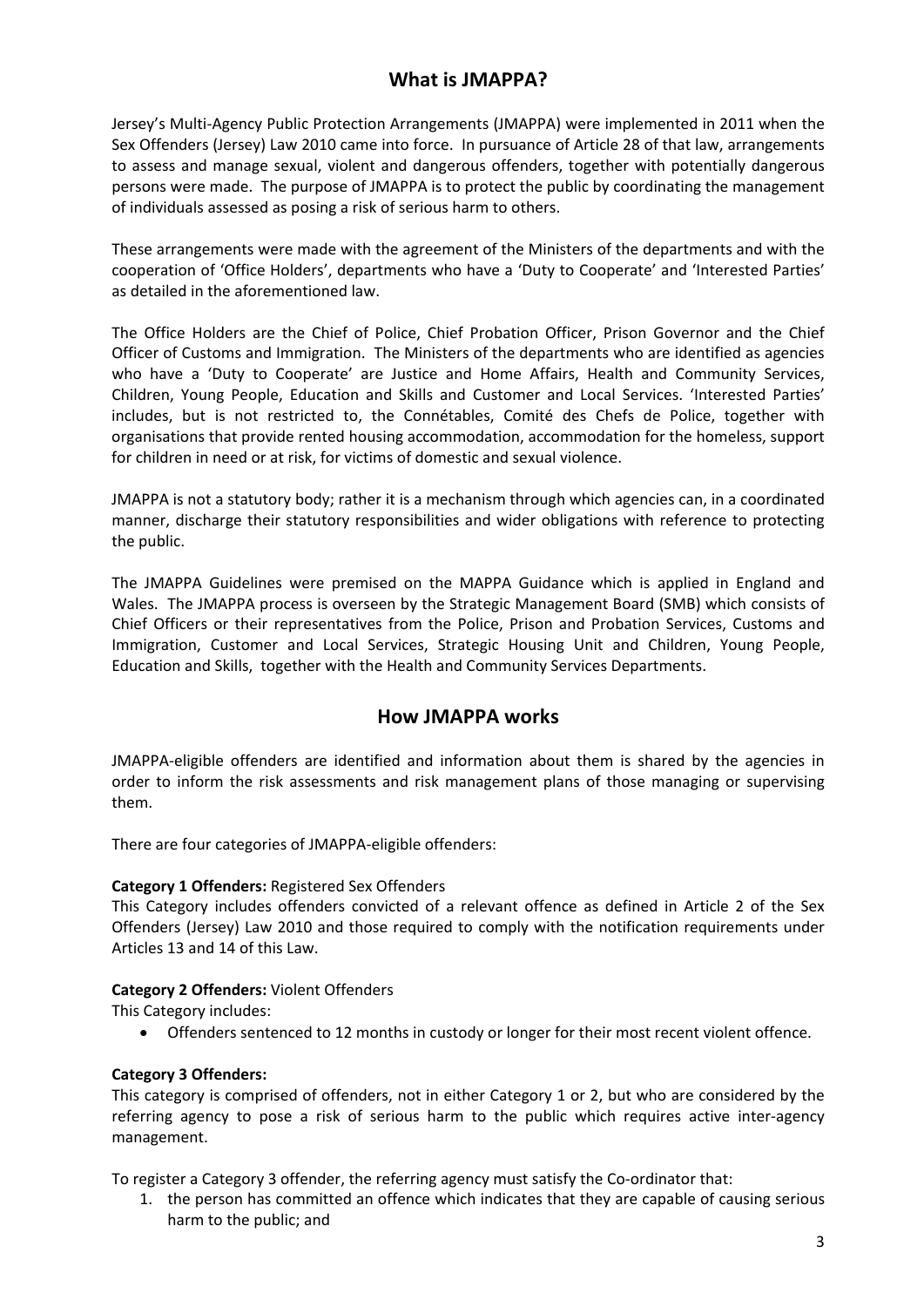## What is JMAPPA?

Jersey's Multi-Agency Public Protection Arrangements (JMAPPA) were implemented in 2011 when the Sex Offenders (Jersey) Law 2010 came into force. In pursuance of Article 28 of that law, arrangements to assess and manage sexual, violent and dangerous offenders, together with potentially dangerous persons were made. The purpose of JMAPPA is to protect the public by coordinating the management of individuals assessed as posing a risk of serious harm to others.

These arrangements were made with the agreement of the Ministers of the departments and with the cooperation of 'Office Holders', departments who have a 'Duty to Cooperate' and 'Interested Parties' as detailed in the aforementioned law.

The Office Holders are the Chief of Police, Chief Probation Officer, Prison Governor and the Chief Officer of Customs and Immigration. The Ministers of the departments who are identified as agencies who have a 'Duty to Cooperate' are Justice and Home Affairs, Health and Community Services, Children, Young People, Education and Skills and Customer and Local Services. 'Interested Parties' includes, but is not restricted to, the Connétables, Comité des Chefs de Police, together with organisations that provide rented housing accommodation, accommodation for the homeless, support for children in need or at risk, for victims of domestic and sexual violence.

JMAPPA is not a statutory body; rather it is a mechanism through which agencies can, in a coordinated manner, discharge their statutory responsibilities and wider obligations with reference to protecting the public.

The JMAPPA Guidelines were premised on the MAPPA Guidance which is applied in England and Wales. The JMAPPA process is overseen by the Strategic Management Board (SMB) which consists of Chief Officers or their representatives from the Police, Prison and Probation Services, Customs and Immigration, Customer and Local Services, Strategic Housing Unit and Children, Young People, Education and Skills, together with the Health and Community Services Departments.

## How JMAPPA works

JMAPPA-eligible offenders are identified and information about them is shared by the agencies in order to inform the risk assessments and risk management plans of those managing or supervising them.

There are four categories of JMAPPA-eligible offenders:

**Category 1 Offenders:** Registered Sex Offenders
This Category includes offenders convicted of a relevant offence as defined in Article 2 of the Sex Offenders (Jersey) Law 2010 and those required to comply with the notification requirements under Articles 13 and 14 of this Law.

**Category 2 Offenders:** Violent Offenders
This Category includes:

- Offenders sentenced to 12 months in custody or longer for their most recent violent offence.

**Category 3 Offenders:**
This category is comprised of offenders, not in either Category 1 or 2, but who are considered by the referring agency to pose a risk of serious harm to the public which requires active inter-agency management.

To register a Category 3 offender, the referring agency must satisfy the Co-ordinator that:

1. the person has committed an offence which indicates that they are capable of causing serious harm to the public; and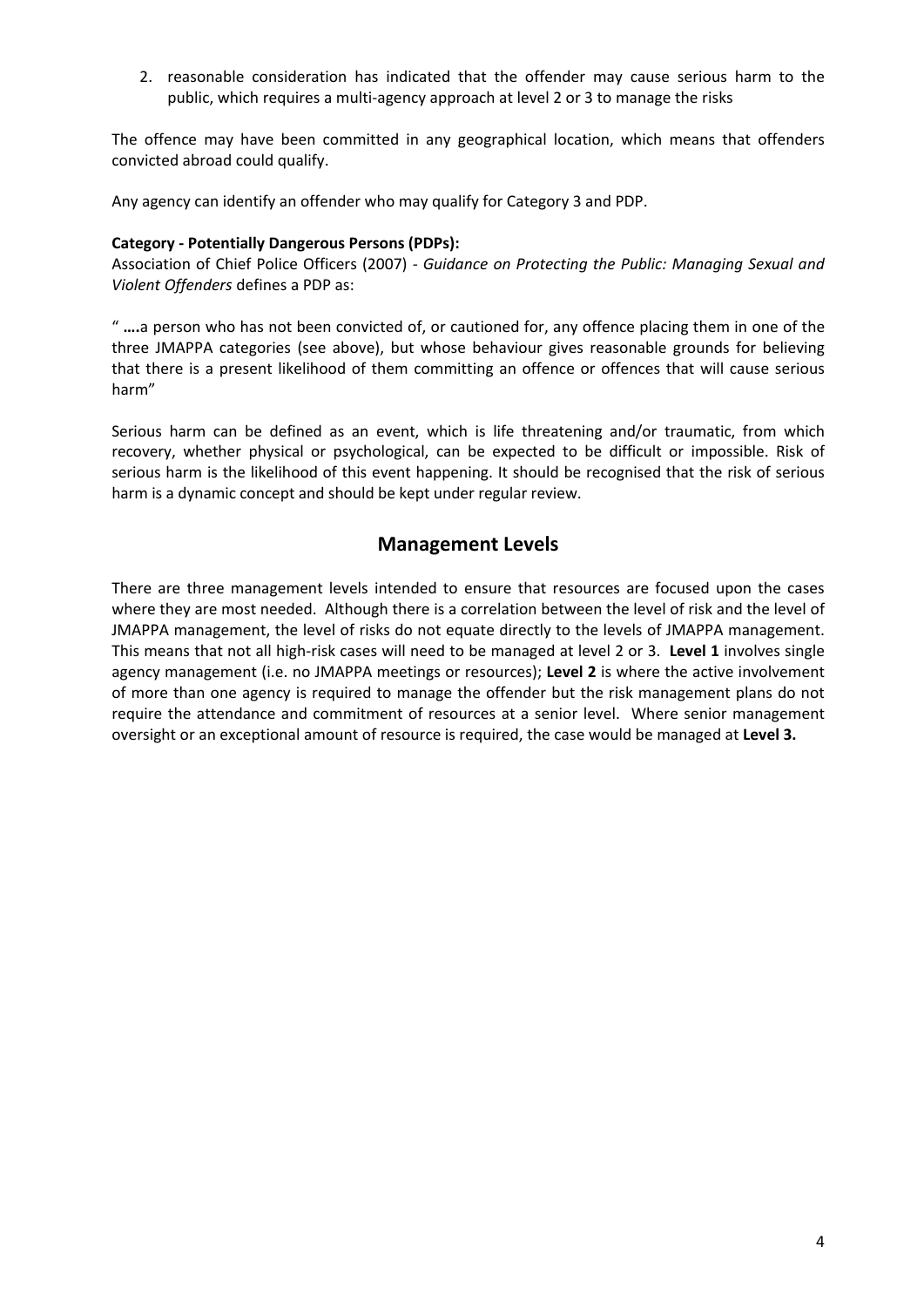2. reasonable consideration has indicated that the offender may cause serious harm to the public, which requires a multi-agency approach at level 2 or 3 to manage the risks

The offence may have been committed in any geographical location, which means that offenders convicted abroad could qualify.

Any agency can identify an offender who may qualify for Category 3 and PDP.

**Category - Potentially Dangerous Persons (PDPs):**

Association of Chief Police Officers (2007) - *Guidance on Protecting the Public: Managing Sexual and Violent Offenders* defines a PDP as:

" **….**a person who has not been convicted of, or cautioned for, any offence placing them in one of the three JMAPPA categories (see above), but whose behaviour gives reasonable grounds for believing that there is a present likelihood of them committing an offence or offences that will cause serious harm"

Serious harm can be defined as an event, which is life threatening and/or traumatic, from which recovery, whether physical or psychological, can be expected to be difficult or impossible. Risk of serious harm is the likelihood of this event happening. It should be recognised that the risk of serious harm is a dynamic concept and should be kept under regular review.

## Management Levels

There are three management levels intended to ensure that resources are focused upon the cases where they are most needed. Although there is a correlation between the level of risk and the level of JMAPPA management, the level of risks do not equate directly to the levels of JMAPPA management. This means that not all high-risk cases will need to be managed at level 2 or 3. **Level 1** involves single agency management (i.e. no JMAPPA meetings or resources); **Level 2** is where the active involvement of more than one agency is required to manage the offender but the risk management plans do not require the attendance and commitment of resources at a senior level. Where senior management oversight or an exceptional amount of resource is required, the case would be managed at **Level 3.**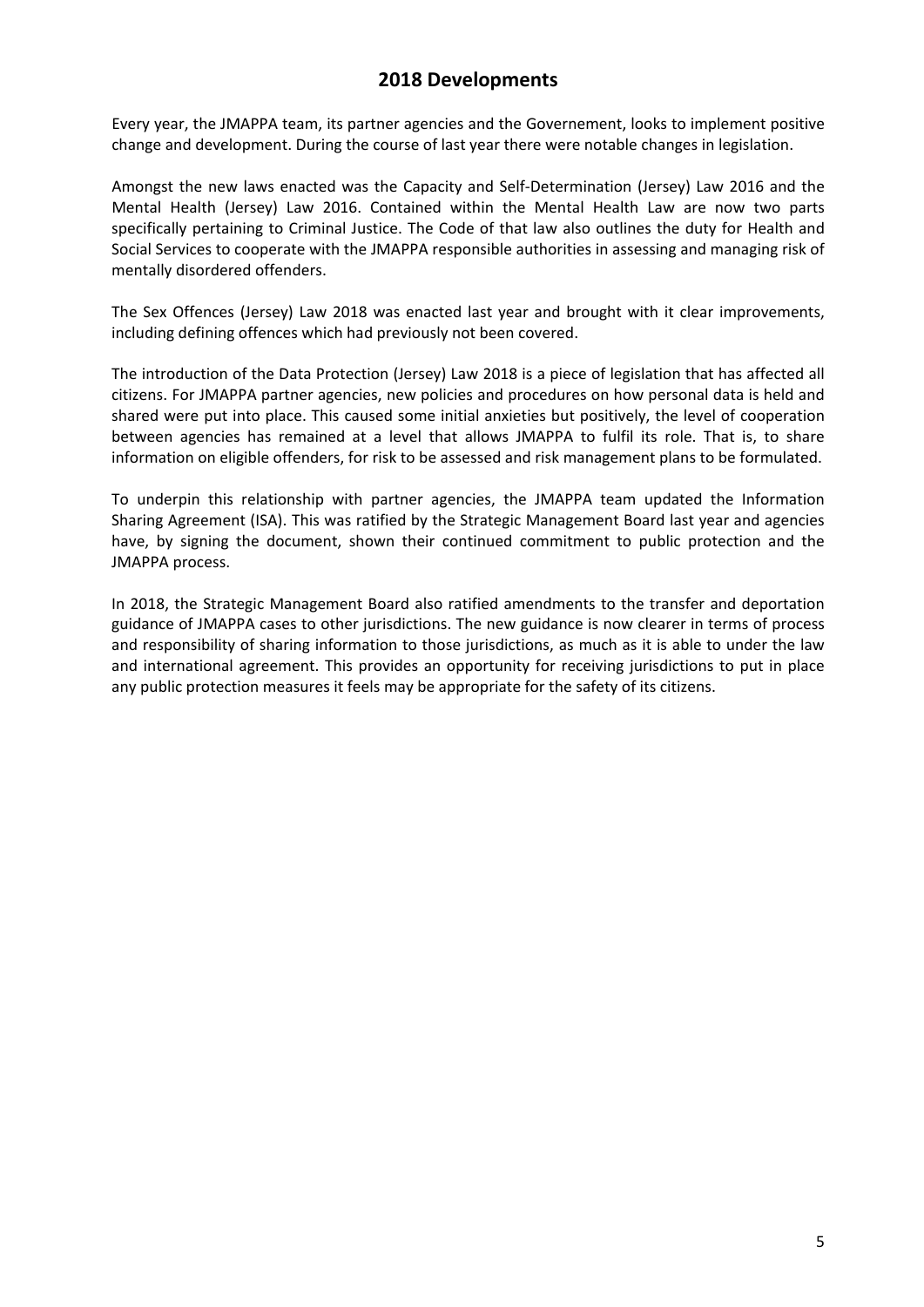## 2018 Developments

Every year, the JMAPPA team, its partner agencies and the Governement, looks to implement positive change and development. During the course of last year there were notable changes in legislation.

Amongst the new laws enacted was the Capacity and Self-Determination (Jersey) Law 2016 and the Mental Health (Jersey) Law 2016. Contained within the Mental Health Law are now two parts specifically pertaining to Criminal Justice. The Code of that law also outlines the duty for Health and Social Services to cooperate with the JMAPPA responsible authorities in assessing and managing risk of mentally disordered offenders.

The Sex Offences (Jersey) Law 2018 was enacted last year and brought with it clear improvements, including defining offences which had previously not been covered.

The introduction of the Data Protection (Jersey) Law 2018 is a piece of legislation that has affected all citizens. For JMAPPA partner agencies, new policies and procedures on how personal data is held and shared were put into place. This caused some initial anxieties but positively, the level of cooperation between agencies has remained at a level that allows JMAPPA to fulfil its role. That is, to share information on eligible offenders, for risk to be assessed and risk management plans to be formulated.

To underpin this relationship with partner agencies, the JMAPPA team updated the Information Sharing Agreement (ISA). This was ratified by the Strategic Management Board last year and agencies have, by signing the document, shown their continued commitment to public protection and the JMAPPA process.

In 2018, the Strategic Management Board also ratified amendments to the transfer and deportation guidance of JMAPPA cases to other jurisdictions. The new guidance is now clearer in terms of process and responsibility of sharing information to those jurisdictions, as much as it is able to under the law and international agreement. This provides an opportunity for receiving jurisdictions to put in place any public protection measures it feels may be appropriate for the safety of its citizens.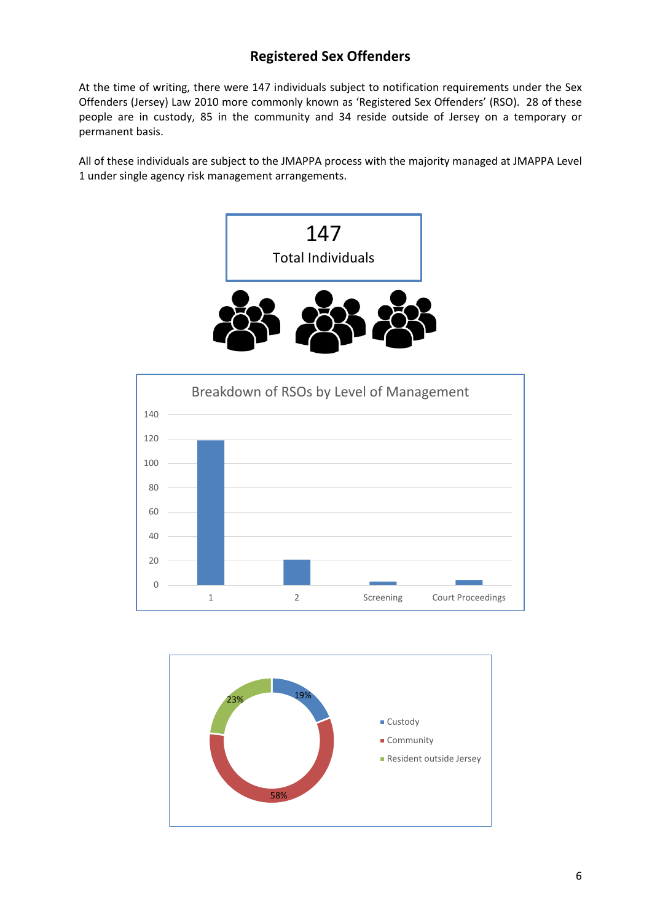## Registered Sex Offenders

At the time of writing, there were 147 individuals subject to notification requirements under the Sex Offenders (Jersey) Law 2010 more commonly known as 'Registered Sex Offenders' (RSO). 28 of these people are in custody, 85 in the community and 34 reside outside of Jersey on a temporary or permanent basis.

All of these individuals are subject to the JMAPPA process with the majority managed at JMAPPA Level 1 under single agency risk management arrangements.

147
Total Individuals

Breakdown of RSOs by Level of Management

- Custody: 19%
- Community: 58%
- Resident outside Jersey: 23%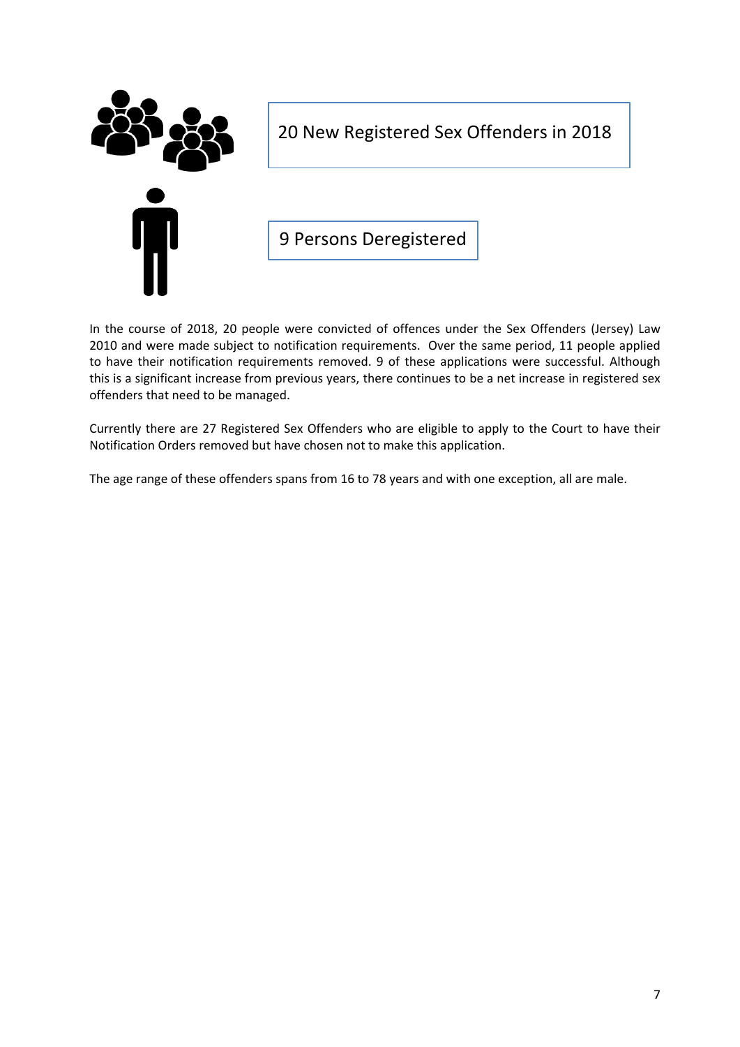20 New Registered Sex Offenders in 2018

9 Persons Deregistered

In the course of 2018, 20 people were convicted of offences under the Sex Offenders (Jersey) Law 2010 and were made subject to notification requirements. Over the same period, 11 people applied to have their notification requirements removed. 9 of these applications were successful. Although this is a significant increase from previous years, there continues to be a net increase in registered sex offenders that need to be managed.

Currently there are 27 Registered Sex Offenders who are eligible to apply to the Court to have their Notification Orders removed but have chosen not to make this application.

The age range of these offenders spans from 16 to 78 years and with one exception, all are male.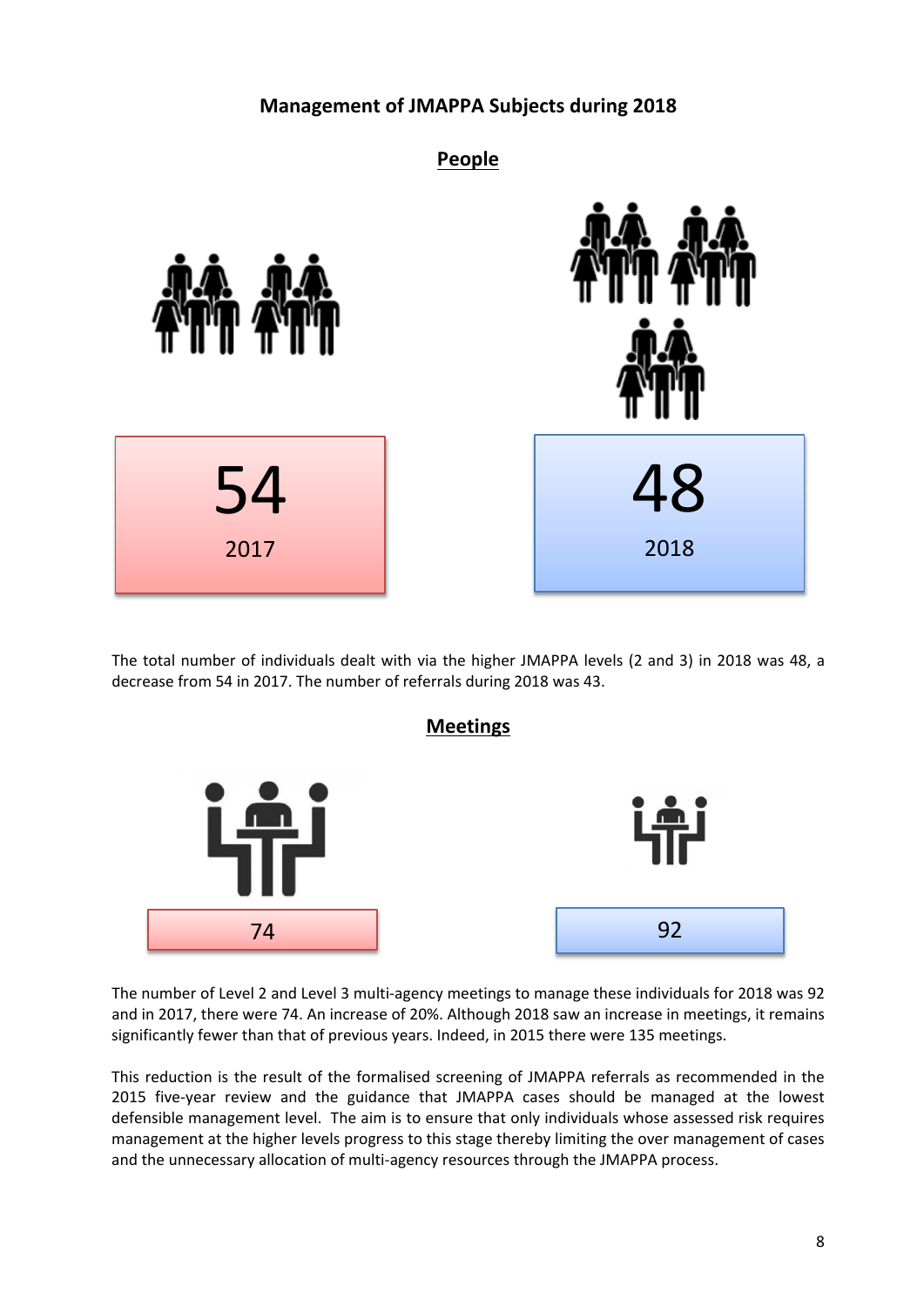## Management of JMAPPA Subjects during 2018

### People

| 54 | 48 |
|---|---|
| 2017 | 2018 |

The total number of individuals dealt with via the higher JMAPPA levels (2 and 3) in 2018 was 48, a decrease from 54 in 2017. The number of referrals during 2018 was 43.

### Meetings

| 74 | 92 |
|---|---|

The number of Level 2 and Level 3 multi-agency meetings to manage these individuals for 2018 was 92 and in 2017, there were 74. An increase of 20%. Although 2018 saw an increase in meetings, it remains significantly fewer than that of previous years. Indeed, in 2015 there were 135 meetings.

This reduction is the result of the formalised screening of JMAPPA referrals as recommended in the 2015 five-year review and the guidance that JMAPPA cases should be managed at the lowest defensible management level. The aim is to ensure that only individuals whose assessed risk requires management at the higher levels progress to this stage thereby limiting the over management of cases and the unnecessary allocation of multi-agency resources through the JMAPPA process.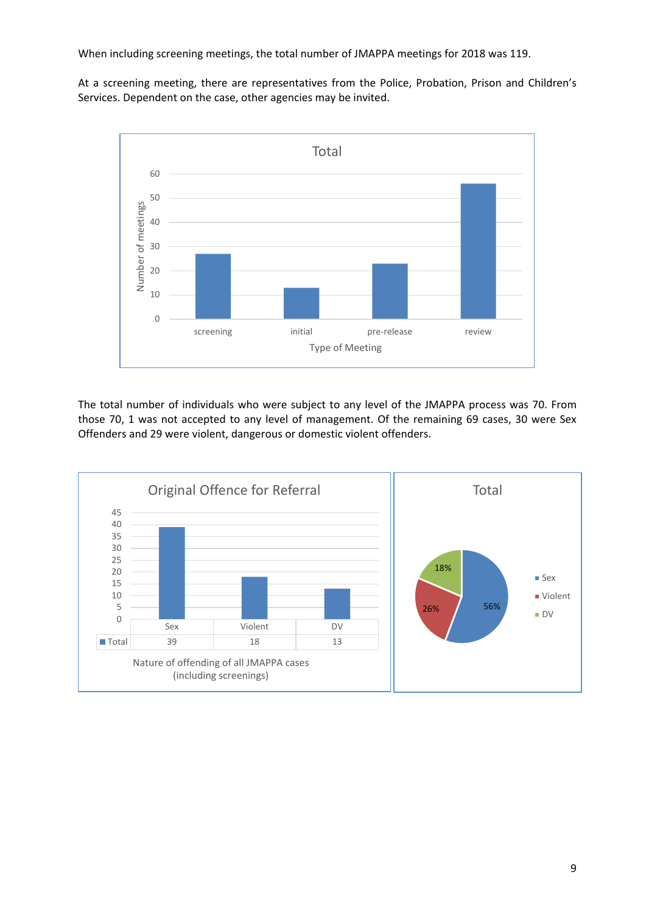When including screening meetings, the total number of JMAPPA meetings for 2018 was 119.

At a screening meeting, there are representatives from the Police, Probation, Prison and Children's Services. Dependent on the case, other agencies may be invited.

The total number of individuals who were subject to any level of the JMAPPA process was 70. From those 70, 1 was not accepted to any level of management. Of the remaining 69 cases, 30 were Sex Offenders and 29 were violent, dangerous or domestic violent offenders.

**Original Offence for Referral**

| | Sex | Violent | DV |
|---|---|---|---|
| Total | 39 | 18 | 13 |

Nature of offending of all JMAPPA cases (including screenings)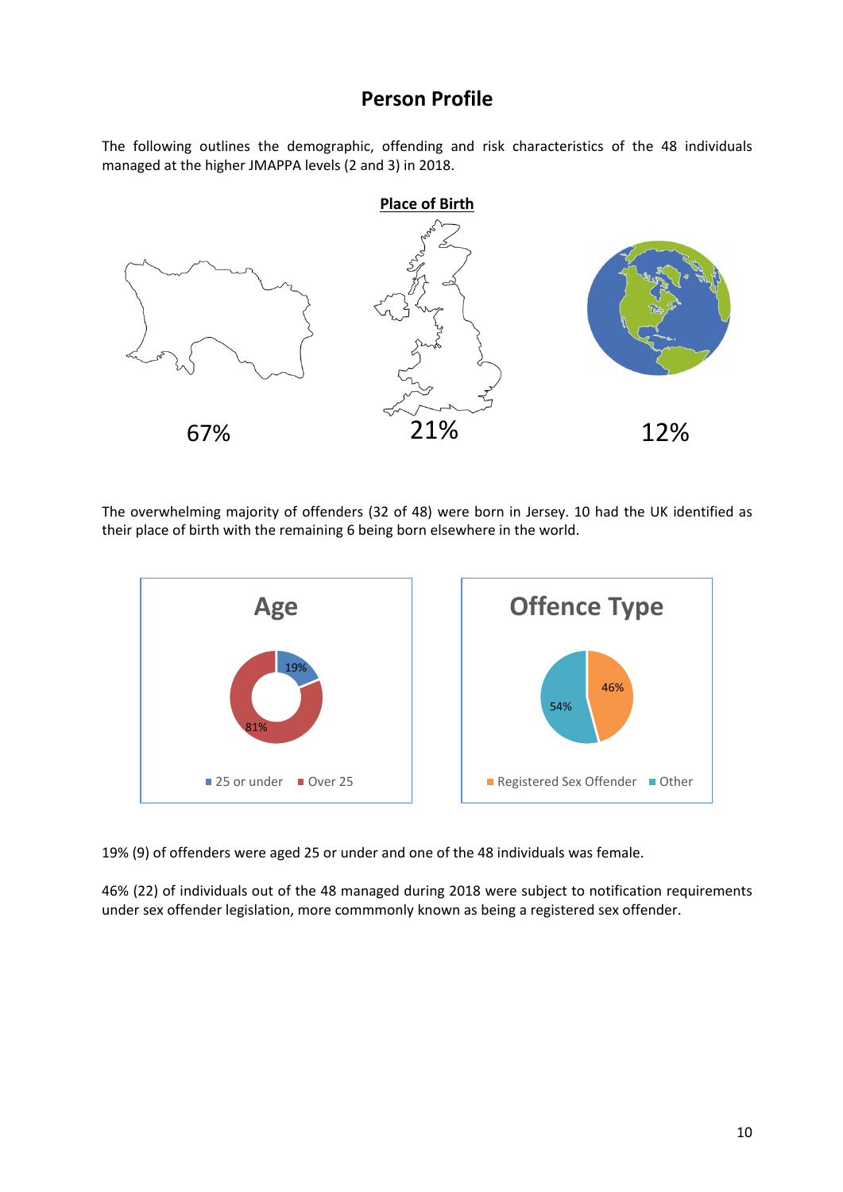## Person Profile

The following outlines the demographic, offending and risk characteristics of the 48 individuals managed at the higher JMAPPA levels (2 and 3) in 2018.

**Place of Birth**

67% 21% 12%

The overwhelming majority of offenders (32 of 48) were born in Jersey. 10 had the UK identified as their place of birth with the remaining 6 being born elsewhere in the world.

**Age**

19% 81%

25 or under Over 25

**Offence Type**

46% 54%

Registered Sex Offender Other

19% (9) of offenders were aged 25 or under and one of the 48 individuals was female.

46% (22) of individuals out of the 48 managed during 2018 were subject to notification requirements under sex offender legislation, more commmonly known as being a registered sex offender.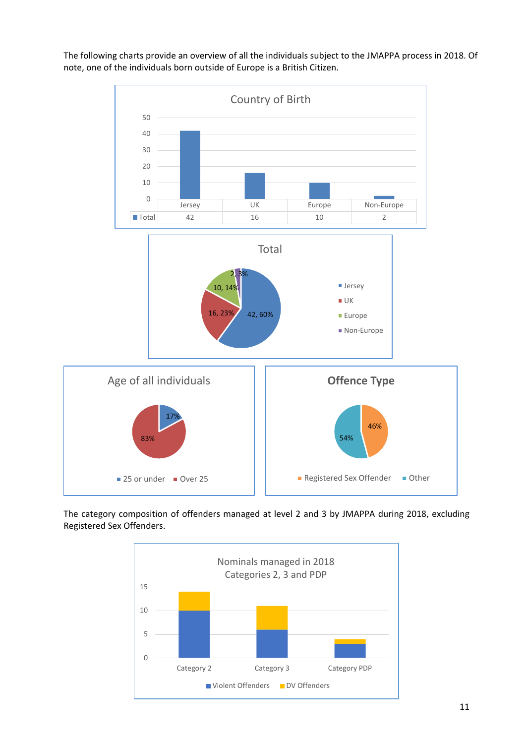The following charts provide an overview of all the individuals subject to the JMAPPA process in 2018. Of note, one of the individuals born outside of Europe is a British Citizen.

**Country of Birth**

| | Jersey | UK | Europe | Non-Europe |
|---|---|---|---|---|
| Total | 42 | 16 | 10 | 2 |

**Total**

- Jersey: 42, 60%
- UK: 16, 23%
- Europe: 10, 14%
- Non-Europe: 2, 3%

**Age of all individuals**

- 25 or under: 17%
- Over 25: 83%

**Offence Type**

- Registered Sex Offender: 46%
- Other: 54%

The category composition of offenders managed at level 2 and 3 by JMAPPA during 2018, excluding Registered Sex Offenders.

**Nominals managed in 2018 Categories 2, 3 and PDP**

Legend: Violent Offenders, DV Offenders

Categories: Category 2, Category 3, Category PDP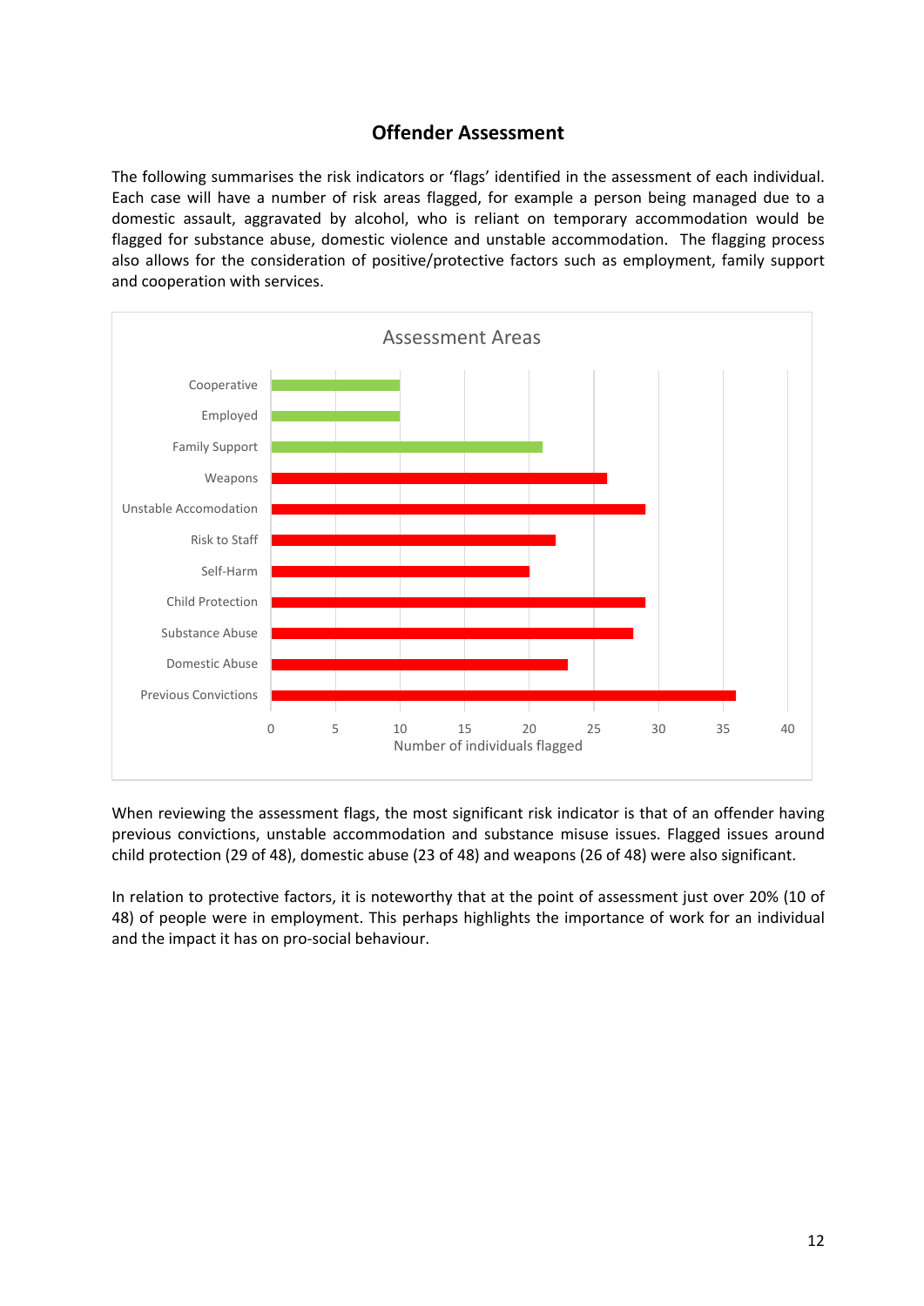## Offender Assessment

The following summarises the risk indicators or 'flags' identified in the assessment of each individual. Each case will have a number of risk areas flagged, for example a person being managed due to a domestic assault, aggravated by alcohol, who is reliant on temporary accommodation would be flagged for substance abuse, domestic violence and unstable accommodation. The flagging process also allows for the consideration of positive/protective factors such as employment, family support and cooperation with services.

**Assessment Areas**

| Assessment Area | Number of individuals flagged |
|---|---|
| Cooperative | 10 |
| Employed | 10 |
| Family Support | 21 |
| Weapons | 26 |
| Unstable Accomodation | 29 |
| Risk to Staff | 22 |
| Self-Harm | 20 |
| Child Protection | 29 |
| Substance Abuse | 28 |
| Domestic Abuse | 23 |
| Previous Convictions | 36 |

When reviewing the assessment flags, the most significant risk indicator is that of an offender having previous convictions, unstable accommodation and substance misuse issues. Flagged issues around child protection (29 of 48), domestic abuse (23 of 48) and weapons (26 of 48) were also significant.

In relation to protective factors, it is noteworthy that at the point of assessment just over 20% (10 of 48) of people were in employment. This perhaps highlights the importance of work for an individual and the impact it has on pro-social behaviour.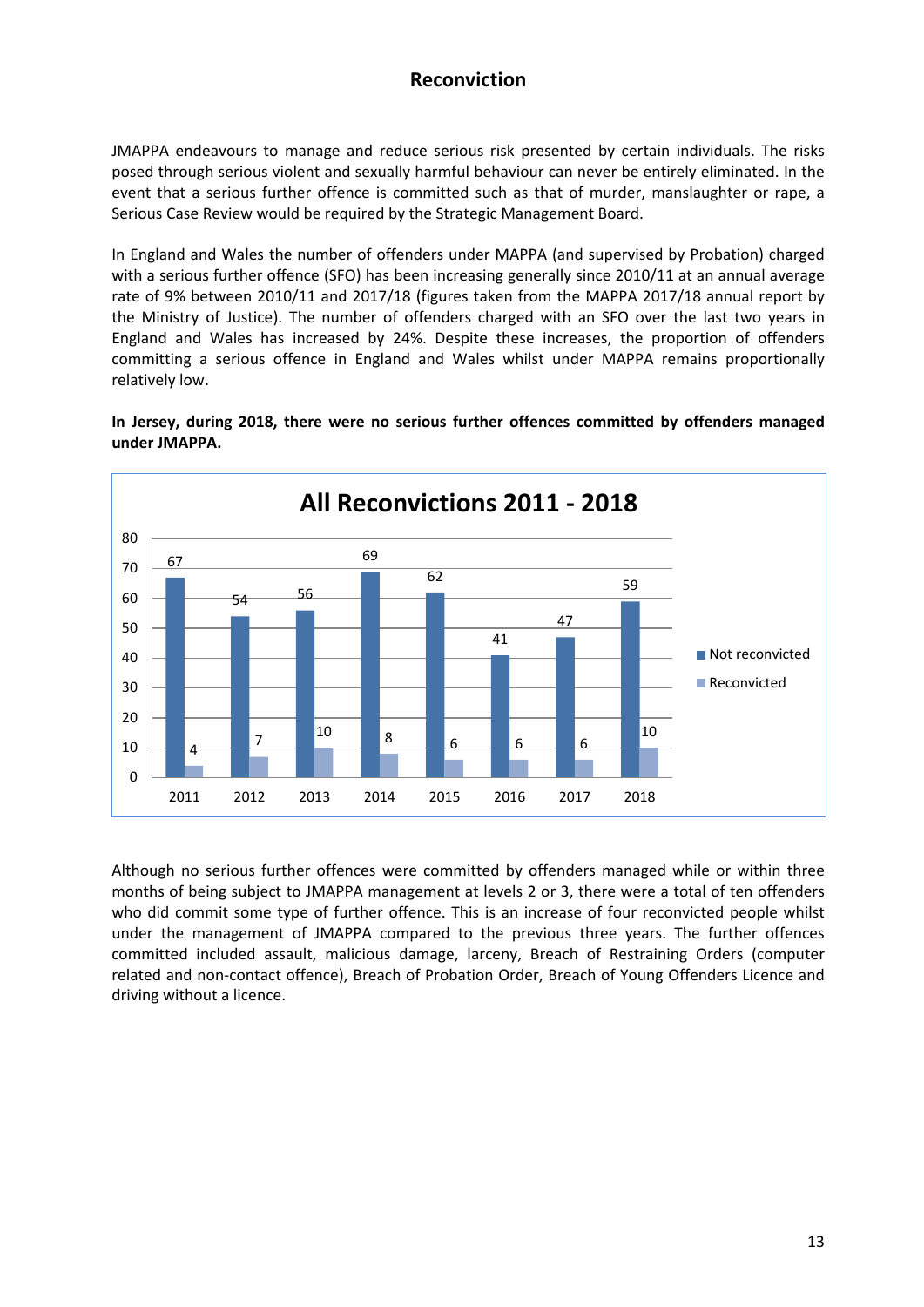# Reconviction

JMAPPA endeavours to manage and reduce serious risk presented by certain individuals. The risks posed through serious violent and sexually harmful behaviour can never be entirely eliminated. In the event that a serious further offence is committed such as that of murder, manslaughter or rape, a Serious Case Review would be required by the Strategic Management Board.

In England and Wales the number of offenders under MAPPA (and supervised by Probation) charged with a serious further offence (SFO) has been increasing generally since 2010/11 at an annual average rate of 9% between 2010/11 and 2017/18 (figures taken from the MAPPA 2017/18 annual report by the Ministry of Justice). The number of offenders charged with an SFO over the last two years in England and Wales has increased by 24%. Despite these increases, the proportion of offenders committing a serious offence in England and Wales whilst under MAPPA remains proportionally relatively low.

**In Jersey, during 2018, there were no serious further offences committed by offenders managed under JMAPPA.**

**All Reconvictions 2011 - 2018**

| Year | Not reconvicted | Reconvicted |
|---|---|---|
| 2011 | 67 | 4 |
| 2012 | 54 | 7 |
| 2013 | 56 | 10 |
| 2014 | 69 | 8 |
| 2015 | 62 | 6 |
| 2016 | 41 | 6 |
| 2017 | 47 | 6 |
| 2018 | 59 | 10 |

Although no serious further offences were committed by offenders managed while or within three months of being subject to JMAPPA management at levels 2 or 3, there were a total of ten offenders who did commit some type of further offence. This is an increase of four reconvicted people whilst under the management of JMAPPA compared to the previous three years. The further offences committed included assault, malicious damage, larceny, Breach of Restraining Orders (computer related and non-contact offence), Breach of Probation Order, Breach of Young Offenders Licence and driving without a licence.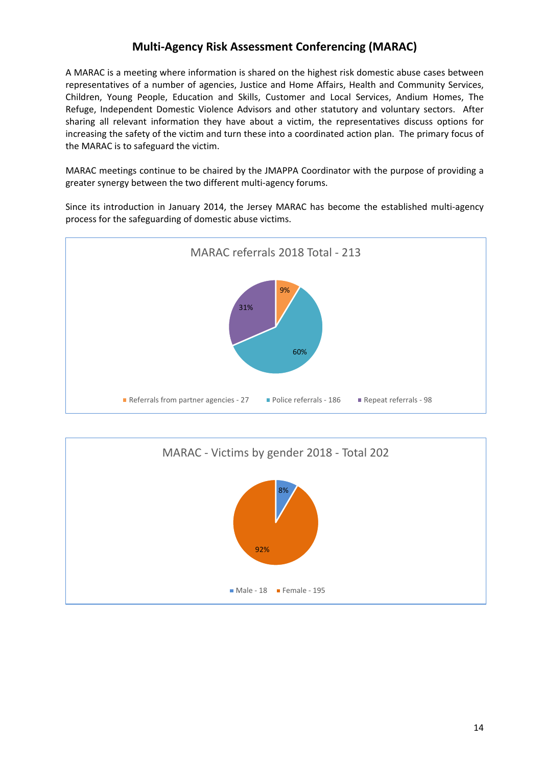## Multi-Agency Risk Assessment Conferencing (MARAC)

A MARAC is a meeting where information is shared on the highest risk domestic abuse cases between representatives of a number of agencies, Justice and Home Affairs, Health and Community Services, Children, Young People, Education and Skills, Customer and Local Services, Andium Homes, The Refuge, Independent Domestic Violence Advisors and other statutory and voluntary sectors. After sharing all relevant information they have about a victim, the representatives discuss options for increasing the safety of the victim and turn these into a coordinated action plan. The primary focus of the MARAC is to safeguard the victim.

MARAC meetings continue to be chaired by the JMAPPA Coordinator with the purpose of providing a greater synergy between the two different multi-agency forums.

Since its introduction in January 2014, the Jersey MARAC has become the established multi-agency process for the safeguarding of domestic abuse victims.

**MARAC referrals 2018 Total - 213**

| Category | Number | Percentage |
|---|---|---|
| Referrals from partner agencies | 27 | 9% |
| Police referrals | 186 | 60% |
| Repeat referrals | 98 | 31% |

**MARAC - Victims by gender 2018 - Total 202**

| Gender | Number | Percentage |
|---|---|---|
| Male | 18 | 8% |
| Female | 195 | 92% |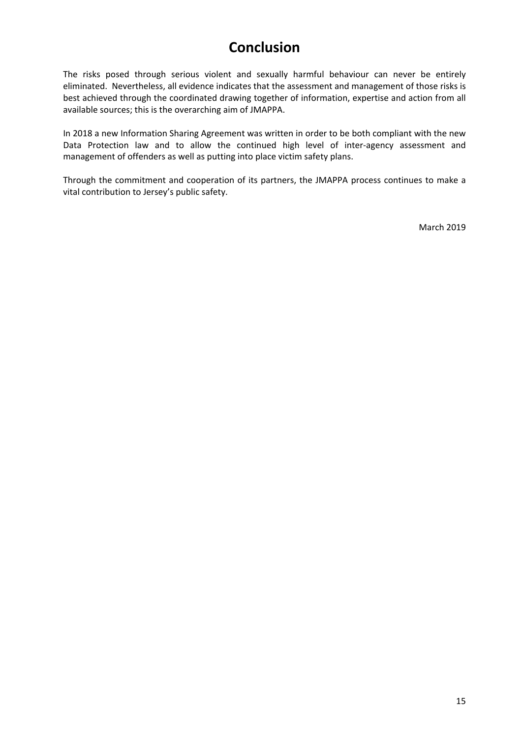# Conclusion

The risks posed through serious violent and sexually harmful behaviour can never be entirely eliminated. Nevertheless, all evidence indicates that the assessment and management of those risks is best achieved through the coordinated drawing together of information, expertise and action from all available sources; this is the overarching aim of JMAPPA.

In 2018 a new Information Sharing Agreement was written in order to be both compliant with the new Data Protection law and to allow the continued high level of inter-agency assessment and management of offenders as well as putting into place victim safety plans.

Through the commitment and cooperation of its partners, the JMAPPA process continues to make a vital contribution to Jersey's public safety.

March 2019